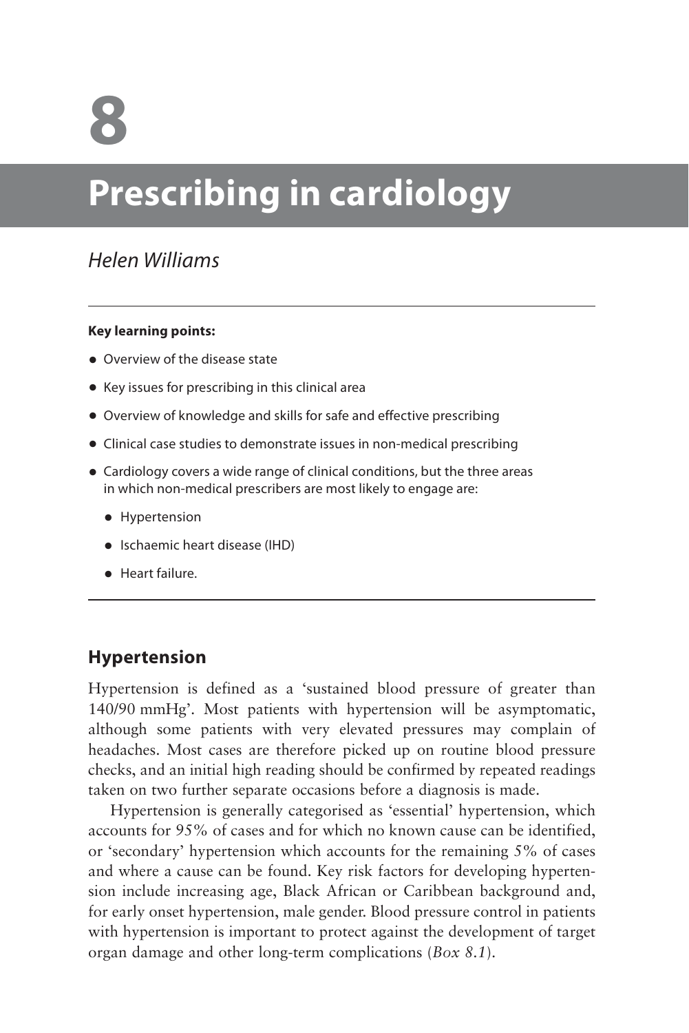# 8

# Prescribing in cardiology

*Helen Williams*

---

**Key learning points:**

- Overview of the disease state
- Key issues for prescribing in this clinical area
- Overview of knowledge and skills for safe and effective prescribing
- Clinical case studies to demonstrate issues in non-medical prescribing
- Cardiology covers a wide range of clinical conditions, but the three areas in which non-medical prescribers are most likely to engage are:
  - Hypertension
  - Ischaemic heart disease (IHD)
  - Heart failure.

---

## Hypertension

Hypertension is defined as a 'sustained blood pressure of greater than 140/90 mmHg'. Most patients with hypertension will be asymptomatic, although some patients with very elevated pressures may complain of headaches. Most cases are therefore picked up on routine blood pressure checks, and an initial high reading should be confirmed by repeated readings taken on two further separate occasions before a diagnosis is made.

Hypertension is generally categorised as 'essential' hypertension, which accounts for 95% of cases and for which no known cause can be identified, or 'secondary' hypertension which accounts for the remaining 5% of cases and where a cause can be found. Key risk factors for developing hypertension include increasing age, Black African or Caribbean background and, for early onset hypertension, male gender. Blood pressure control in patients with hypertension is important to protect against the development of target organ damage and other long-term complications (*Box 8.1*).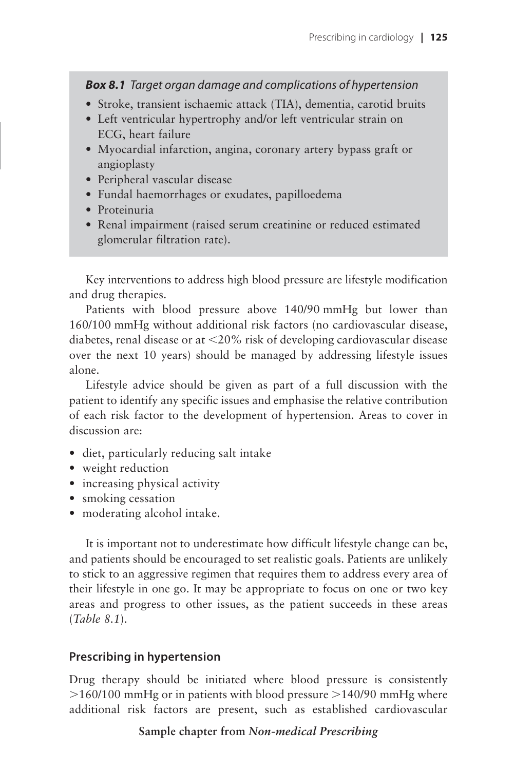***Box 8.1** Target organ damage and complications of hypertension*

- Stroke, transient ischaemic attack (TIA), dementia, carotid bruits
- Left ventricular hypertrophy and/or left ventricular strain on ECG, heart failure
- Myocardial infarction, angina, coronary artery bypass graft or angioplasty
- Peripheral vascular disease
- Fundal haemorrhages or exudates, papilloedema
- Proteinuria
- Renal impairment (raised serum creatinine or reduced estimated glomerular filtration rate).

Key interventions to address high blood pressure are lifestyle modification and drug therapies.

Patients with blood pressure above 140/90 mmHg but lower than 160/100 mmHg without additional risk factors (no cardiovascular disease, diabetes, renal disease or at <20% risk of developing cardiovascular disease over the next 10 years) should be managed by addressing lifestyle issues alone.

Lifestyle advice should be given as part of a full discussion with the patient to identify any specific issues and emphasise the relative contribution of each risk factor to the development of hypertension. Areas to cover in discussion are:

- diet, particularly reducing salt intake
- weight reduction
- increasing physical activity
- smoking cessation
- moderating alcohol intake.

It is important not to underestimate how difficult lifestyle change can be, and patients should be encouraged to set realistic goals. Patients are unlikely to stick to an aggressive regimen that requires them to address every area of their lifestyle in one go. It may be appropriate to focus on one or two key areas and progress to other issues, as the patient succeeds in these areas (*Table 8.1*).

## Prescribing in hypertension

Drug therapy should be initiated where blood pressure is consistently >160/100 mmHg or in patients with blood pressure >140/90 mmHg where additional risk factors are present, such as established cardiovascular

**Sample chapter from *Non-medical Prescribing***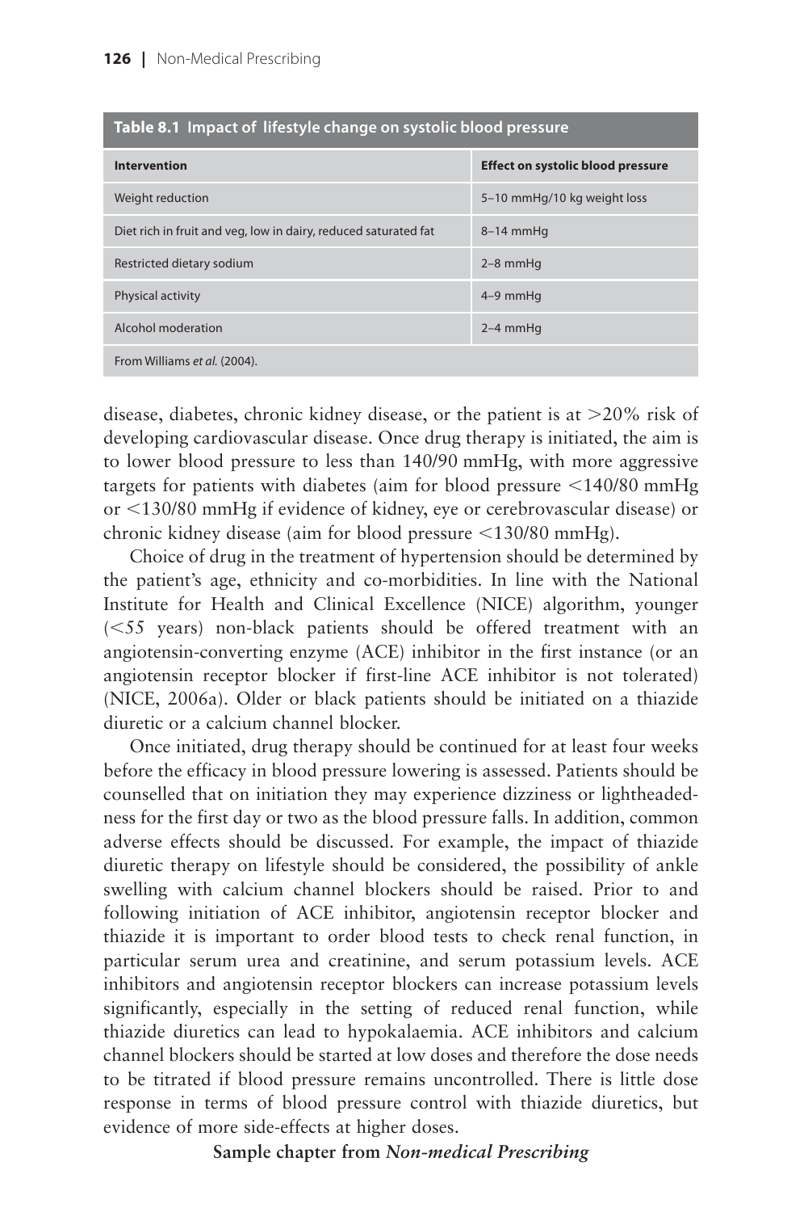**Table 8.1 Impact of lifestyle change on systolic blood pressure**

| Intervention | Effect on systolic blood pressure |
|---|---|
| Weight reduction | 5–10 mmHg/10 kg weight loss |
| Diet rich in fruit and veg, low in dairy, reduced saturated fat | 8–14 mmHg |
| Restricted dietary sodium | 2–8 mmHg |
| Physical activity | 4–9 mmHg |
| Alcohol moderation | 2–4 mmHg |

From Williams *et al.* (2004).

disease, diabetes, chronic kidney disease, or the patient is at >20% risk of developing cardiovascular disease. Once drug therapy is initiated, the aim is to lower blood pressure to less than 140/90 mmHg, with more aggressive targets for patients with diabetes (aim for blood pressure <140/80 mmHg or <130/80 mmHg if evidence of kidney, eye or cerebrovascular disease) or chronic kidney disease (aim for blood pressure <130/80 mmHg).

Choice of drug in the treatment of hypertension should be determined by the patient's age, ethnicity and co-morbidities. In line with the National Institute for Health and Clinical Excellence (NICE) algorithm, younger (<55 years) non-black patients should be offered treatment with an angiotensin-converting enzyme (ACE) inhibitor in the first instance (or an angiotensin receptor blocker if first-line ACE inhibitor is not tolerated) (NICE, 2006a). Older or black patients should be initiated on a thiazide diuretic or a calcium channel blocker.

Once initiated, drug therapy should be continued for at least four weeks before the efficacy in blood pressure lowering is assessed. Patients should be counselled that on initiation they may experience dizziness or lightheadedness for the first day or two as the blood pressure falls. In addition, common adverse effects should be discussed. For example, the impact of thiazide diuretic therapy on lifestyle should be considered, the possibility of ankle swelling with calcium channel blockers should be raised. Prior to and following initiation of ACE inhibitor, angiotensin receptor blocker and thiazide it is important to order blood tests to check renal function, in particular serum urea and creatinine, and serum potassium levels. ACE inhibitors and angiotensin receptor blockers can increase potassium levels significantly, especially in the setting of reduced renal function, while thiazide diuretics can lead to hypokalaemia. ACE inhibitors and calcium channel blockers should be started at low doses and therefore the dose needs to be titrated if blood pressure remains uncontrolled. There is little dose response in terms of blood pressure control with thiazide diuretics, but evidence of more side-effects at higher doses.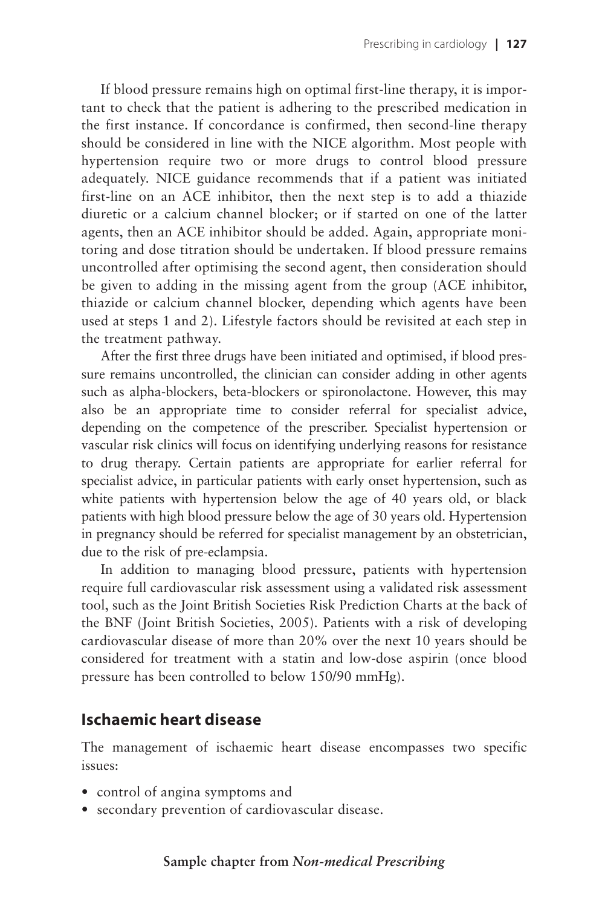If blood pressure remains high on optimal first-line therapy, it is important to check that the patient is adhering to the prescribed medication in the first instance. If concordance is confirmed, then second-line therapy should be considered in line with the NICE algorithm. Most people with hypertension require two or more drugs to control blood pressure adequately. NICE guidance recommends that if a patient was initiated first-line on an ACE inhibitor, then the next step is to add a thiazide diuretic or a calcium channel blocker; or if started on one of the latter agents, then an ACE inhibitor should be added. Again, appropriate monitoring and dose titration should be undertaken. If blood pressure remains uncontrolled after optimising the second agent, then consideration should be given to adding in the missing agent from the group (ACE inhibitor, thiazide or calcium channel blocker, depending which agents have been used at steps 1 and 2). Lifestyle factors should be revisited at each step in the treatment pathway.

After the first three drugs have been initiated and optimised, if blood pressure remains uncontrolled, the clinician can consider adding in other agents such as alpha-blockers, beta-blockers or spironolactone. However, this may also be an appropriate time to consider referral for specialist advice, depending on the competence of the prescriber. Specialist hypertension or vascular risk clinics will focus on identifying underlying reasons for resistance to drug therapy. Certain patients are appropriate for earlier referral for specialist advice, in particular patients with early onset hypertension, such as white patients with hypertension below the age of 40 years old, or black patients with high blood pressure below the age of 30 years old. Hypertension in pregnancy should be referred for specialist management by an obstetrician, due to the risk of pre-eclampsia.

In addition to managing blood pressure, patients with hypertension require full cardiovascular risk assessment using a validated risk assessment tool, such as the Joint British Societies Risk Prediction Charts at the back of the BNF (Joint British Societies, 2005). Patients with a risk of developing cardiovascular disease of more than 20% over the next 10 years should be considered for treatment with a statin and low-dose aspirin (once blood pressure has been controlled to below 150/90 mmHg).

## Ischaemic heart disease

The management of ischaemic heart disease encompasses two specific issues:

- control of angina symptoms and
- secondary prevention of cardiovascular disease.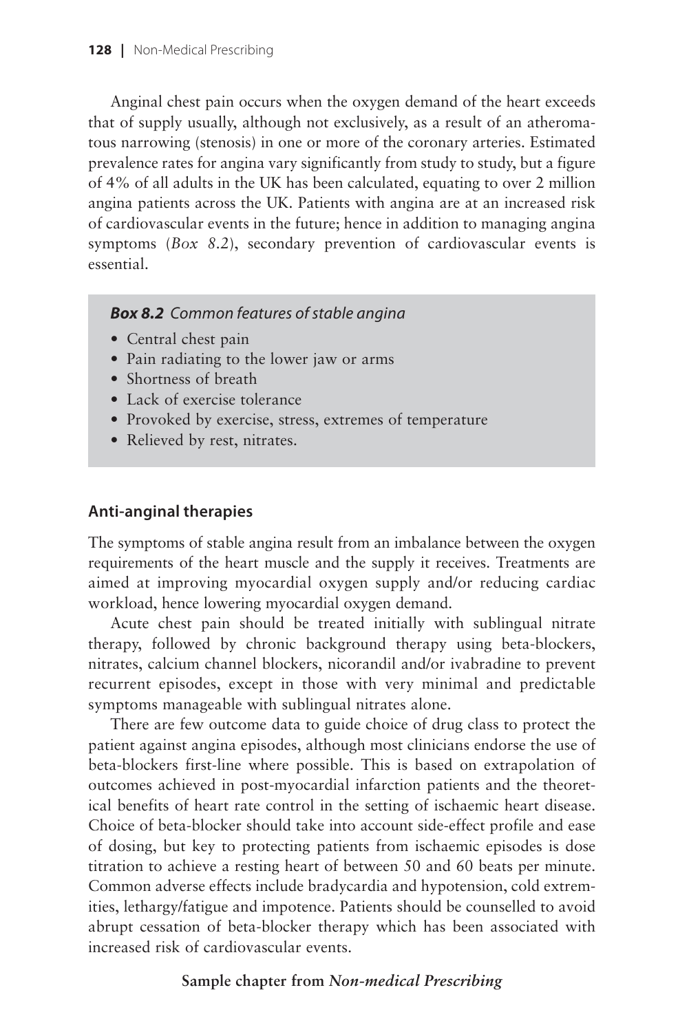Anginal chest pain occurs when the oxygen demand of the heart exceeds that of supply usually, although not exclusively, as a result of an atheromatous narrowing (stenosis) in one or more of the coronary arteries. Estimated prevalence rates for angina vary significantly from study to study, but a figure of 4% of all adults in the UK has been calculated, equating to over 2 million angina patients across the UK. Patients with angina are at an increased risk of cardiovascular events in the future; hence in addition to managing angina symptoms (*Box 8.2*), secondary prevention of cardiovascular events is essential.

***Box 8.2*** *Common features of stable angina*

- Central chest pain
- Pain radiating to the lower jaw or arms
- Shortness of breath
- Lack of exercise tolerance
- Provoked by exercise, stress, extremes of temperature
- Relieved by rest, nitrates.

## Anti-anginal therapies

The symptoms of stable angina result from an imbalance between the oxygen requirements of the heart muscle and the supply it receives. Treatments are aimed at improving myocardial oxygen supply and/or reducing cardiac workload, hence lowering myocardial oxygen demand.

Acute chest pain should be treated initially with sublingual nitrate therapy, followed by chronic background therapy using beta-blockers, nitrates, calcium channel blockers, nicorandil and/or ivabradine to prevent recurrent episodes, except in those with very minimal and predictable symptoms manageable with sublingual nitrates alone.

There are few outcome data to guide choice of drug class to protect the patient against angina episodes, although most clinicians endorse the use of beta-blockers first-line where possible. This is based on extrapolation of outcomes achieved in post-myocardial infarction patients and the theoretical benefits of heart rate control in the setting of ischaemic heart disease. Choice of beta-blocker should take into account side-effect profile and ease of dosing, but key to protecting patients from ischaemic episodes is dose titration to achieve a resting heart of between 50 and 60 beats per minute. Common adverse effects include bradycardia and hypotension, cold extremities, lethargy/fatigue and impotence. Patients should be counselled to avoid abrupt cessation of beta-blocker therapy which has been associated with increased risk of cardiovascular events.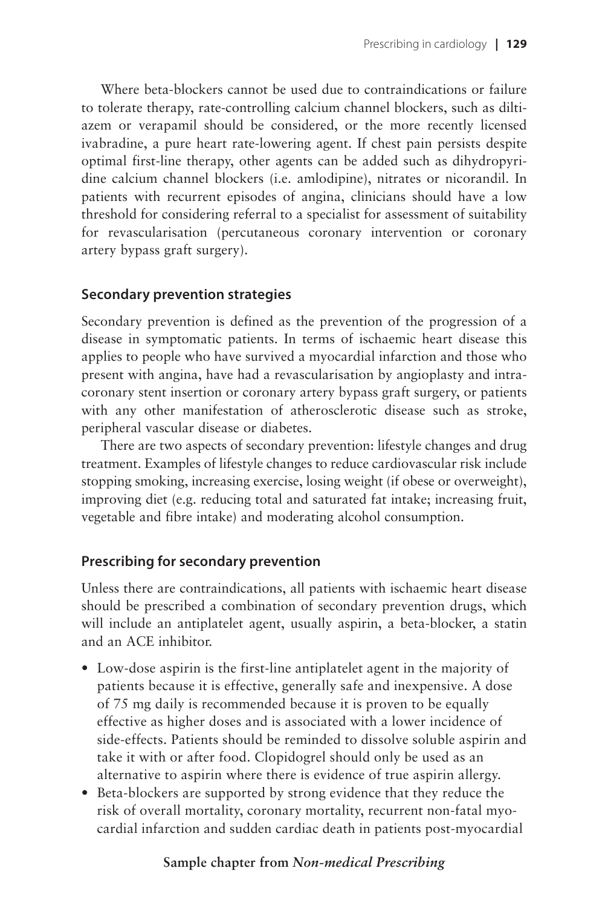Where beta-blockers cannot be used due to contraindications or failure to tolerate therapy, rate-controlling calcium channel blockers, such as diltiazem or verapamil should be considered, or the more recently licensed ivabradine, a pure heart rate-lowering agent. If chest pain persists despite optimal first-line therapy, other agents can be added such as dihydropyridine calcium channel blockers (i.e. amlodipine), nitrates or nicorandil. In patients with recurrent episodes of angina, clinicians should have a low threshold for considering referral to a specialist for assessment of suitability for revascularisation (percutaneous coronary intervention or coronary artery bypass graft surgery).

### Secondary prevention strategies

Secondary prevention is defined as the prevention of the progression of a disease in symptomatic patients. In terms of ischaemic heart disease this applies to people who have survived a myocardial infarction and those who present with angina, have had a revascularisation by angioplasty and intracoronary stent insertion or coronary artery bypass graft surgery, or patients with any other manifestation of atherosclerotic disease such as stroke, peripheral vascular disease or diabetes.

There are two aspects of secondary prevention: lifestyle changes and drug treatment. Examples of lifestyle changes to reduce cardiovascular risk include stopping smoking, increasing exercise, losing weight (if obese or overweight), improving diet (e.g. reducing total and saturated fat intake; increasing fruit, vegetable and fibre intake) and moderating alcohol consumption.

### Prescribing for secondary prevention

Unless there are contraindications, all patients with ischaemic heart disease should be prescribed a combination of secondary prevention drugs, which will include an antiplatelet agent, usually aspirin, a beta-blocker, a statin and an ACE inhibitor.

- Low-dose aspirin is the first-line antiplatelet agent in the majority of patients because it is effective, generally safe and inexpensive. A dose of 75 mg daily is recommended because it is proven to be equally effective as higher doses and is associated with a lower incidence of side-effects. Patients should be reminded to dissolve soluble aspirin and take it with or after food. Clopidogrel should only be used as an alternative to aspirin where there is evidence of true aspirin allergy.
- Beta-blockers are supported by strong evidence that they reduce the risk of overall mortality, coronary mortality, recurrent non-fatal myocardial infarction and sudden cardiac death in patients post-myocardial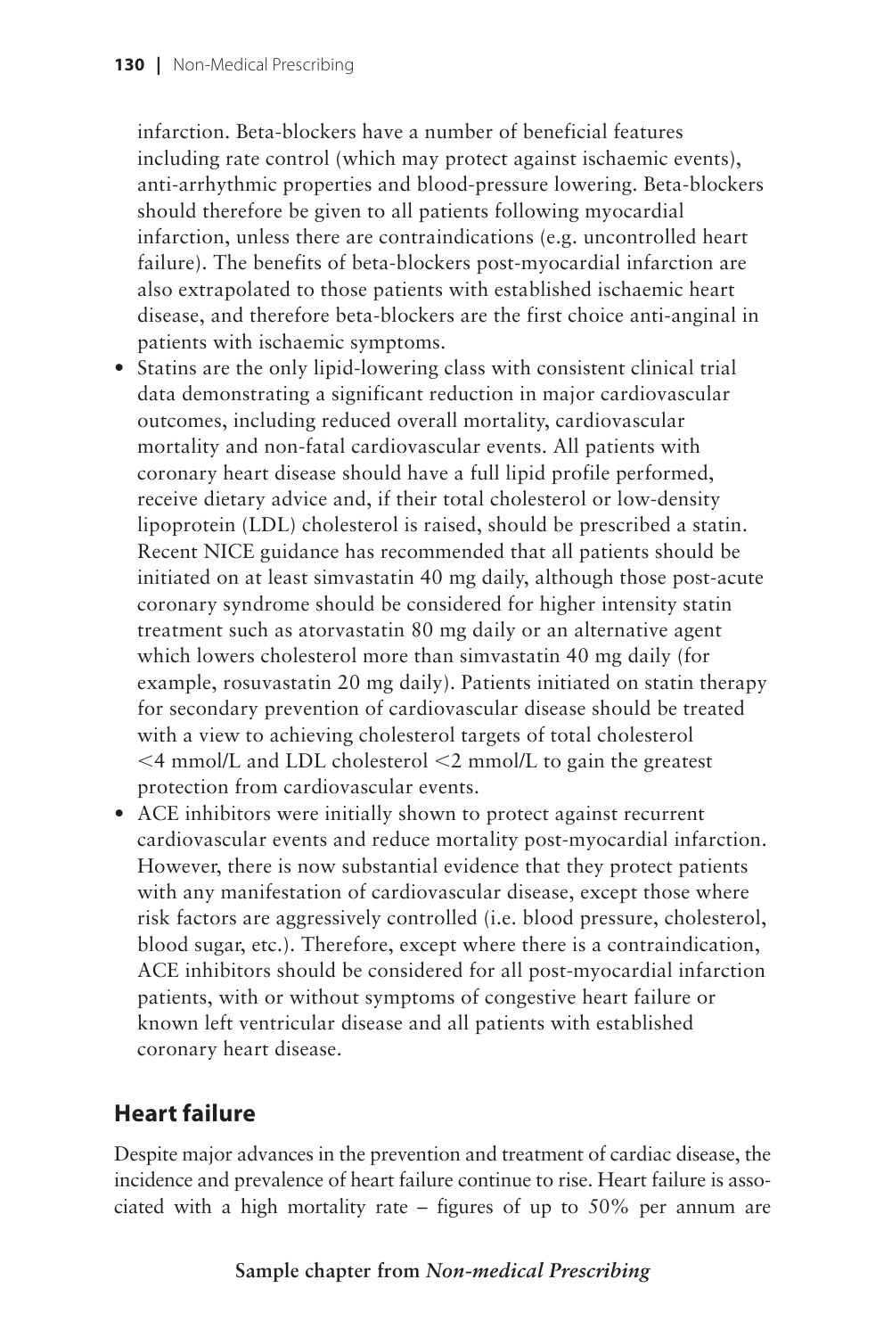infarction. Beta-blockers have a number of beneficial features including rate control (which may protect against ischaemic events), anti-arrhythmic properties and blood-pressure lowering. Beta-blockers should therefore be given to all patients following myocardial infarction, unless there are contraindications (e.g. uncontrolled heart failure). The benefits of beta-blockers post-myocardial infarction are also extrapolated to those patients with established ischaemic heart disease, and therefore beta-blockers are the first choice anti-anginal in patients with ischaemic symptoms.

- Statins are the only lipid-lowering class with consistent clinical trial data demonstrating a significant reduction in major cardiovascular outcomes, including reduced overall mortality, cardiovascular mortality and non-fatal cardiovascular events. All patients with coronary heart disease should have a full lipid profile performed, receive dietary advice and, if their total cholesterol or low-density lipoprotein (LDL) cholesterol is raised, should be prescribed a statin. Recent NICE guidance has recommended that all patients should be initiated on at least simvastatin 40 mg daily, although those post-acute coronary syndrome should be considered for higher intensity statin treatment such as atorvastatin 80 mg daily or an alternative agent which lowers cholesterol more than simvastatin 40 mg daily (for example, rosuvastatin 20 mg daily). Patients initiated on statin therapy for secondary prevention of cardiovascular disease should be treated with a view to achieving cholesterol targets of total cholesterol <4 mmol/L and LDL cholesterol <2 mmol/L to gain the greatest protection from cardiovascular events.
- ACE inhibitors were initially shown to protect against recurrent cardiovascular events and reduce mortality post-myocardial infarction. However, there is now substantial evidence that they protect patients with any manifestation of cardiovascular disease, except those where risk factors are aggressively controlled (i.e. blood pressure, cholesterol, blood sugar, etc.). Therefore, except where there is a contraindication, ACE inhibitors should be considered for all post-myocardial infarction patients, with or without symptoms of congestive heart failure or known left ventricular disease and all patients with established coronary heart disease.

## Heart failure

Despite major advances in the prevention and treatment of cardiac disease, the incidence and prevalence of heart failure continue to rise. Heart failure is associated with a high mortality rate – figures of up to 50% per annum are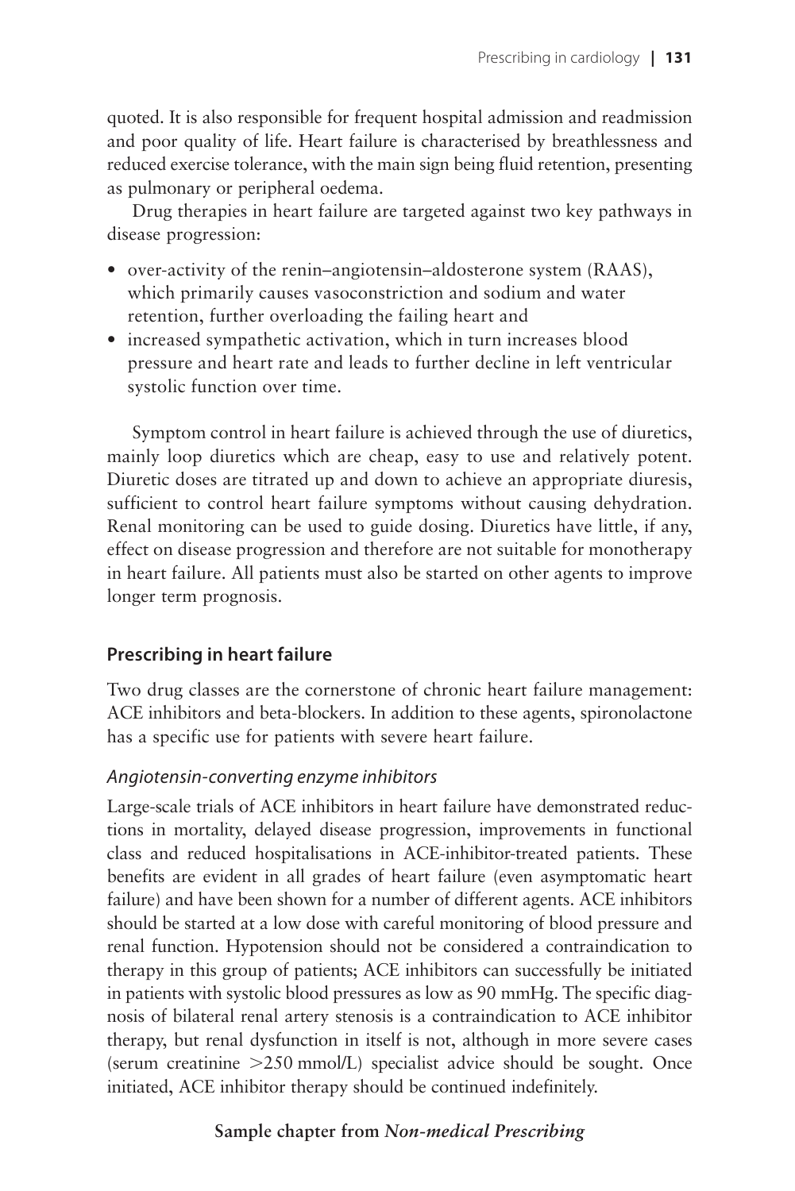quoted. It is also responsible for frequent hospital admission and readmission and poor quality of life. Heart failure is characterised by breathlessness and reduced exercise tolerance, with the main sign being fluid retention, presenting as pulmonary or peripheral oedema.

Drug therapies in heart failure are targeted against two key pathways in disease progression:

- over-activity of the renin–angiotensin–aldosterone system (RAAS), which primarily causes vasoconstriction and sodium and water retention, further overloading the failing heart and
- increased sympathetic activation, which in turn increases blood pressure and heart rate and leads to further decline in left ventricular systolic function over time.

Symptom control in heart failure is achieved through the use of diuretics, mainly loop diuretics which are cheap, easy to use and relatively potent. Diuretic doses are titrated up and down to achieve an appropriate diuresis, sufficient to control heart failure symptoms without causing dehydration. Renal monitoring can be used to guide dosing. Diuretics have little, if any, effect on disease progression and therefore are not suitable for monotherapy in heart failure. All patients must also be started on other agents to improve longer term prognosis.

### Prescribing in heart failure

Two drug classes are the cornerstone of chronic heart failure management: ACE inhibitors and beta-blockers. In addition to these agents, spironolactone has a specific use for patients with severe heart failure.

#### *Angiotensin-converting enzyme inhibitors*

Large-scale trials of ACE inhibitors in heart failure have demonstrated reductions in mortality, delayed disease progression, improvements in functional class and reduced hospitalisations in ACE-inhibitor-treated patients. These benefits are evident in all grades of heart failure (even asymptomatic heart failure) and have been shown for a number of different agents. ACE inhibitors should be started at a low dose with careful monitoring of blood pressure and renal function. Hypotension should not be considered a contraindication to therapy in this group of patients; ACE inhibitors can successfully be initiated in patients with systolic blood pressures as low as 90 mmHg. The specific diagnosis of bilateral renal artery stenosis is a contraindication to ACE inhibitor therapy, but renal dysfunction in itself is not, although in more severe cases (serum creatinine >250 mmol/L) specialist advice should be sought. Once initiated, ACE inhibitor therapy should be continued indefinitely.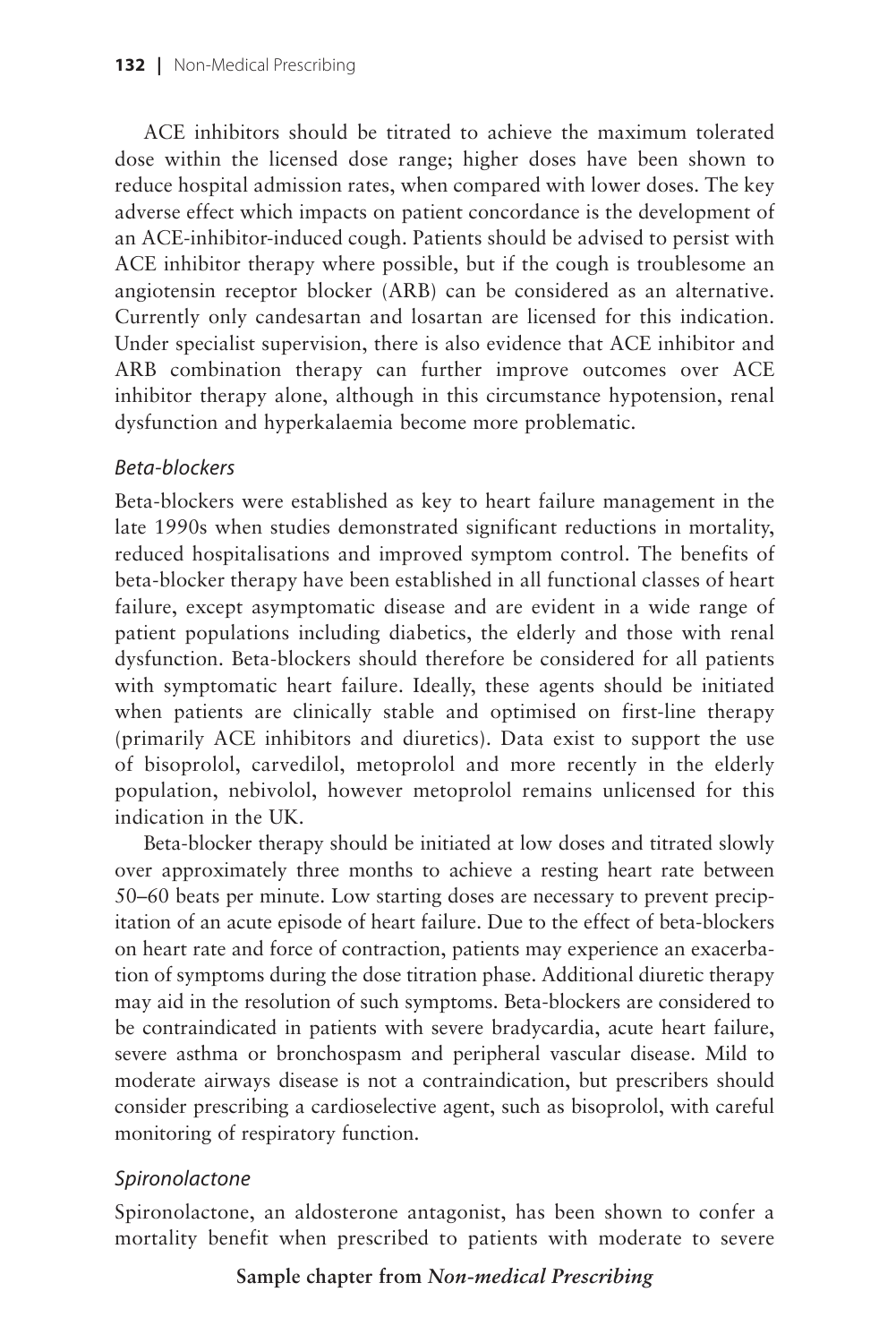ACE inhibitors should be titrated to achieve the maximum tolerated dose within the licensed dose range; higher doses have been shown to reduce hospital admission rates, when compared with lower doses. The key adverse effect which impacts on patient concordance is the development of an ACE-inhibitor-induced cough. Patients should be advised to persist with ACE inhibitor therapy where possible, but if the cough is troublesome an angiotensin receptor blocker (ARB) can be considered as an alternative. Currently only candesartan and losartan are licensed for this indication. Under specialist supervision, there is also evidence that ACE inhibitor and ARB combination therapy can further improve outcomes over ACE inhibitor therapy alone, although in this circumstance hypotension, renal dysfunction and hyperkalaemia become more problematic.

### *Beta-blockers*

Beta-blockers were established as key to heart failure management in the late 1990s when studies demonstrated significant reductions in mortality, reduced hospitalisations and improved symptom control. The benefits of beta-blocker therapy have been established in all functional classes of heart failure, except asymptomatic disease and are evident in a wide range of patient populations including diabetics, the elderly and those with renal dysfunction. Beta-blockers should therefore be considered for all patients with symptomatic heart failure. Ideally, these agents should be initiated when patients are clinically stable and optimised on first-line therapy (primarily ACE inhibitors and diuretics). Data exist to support the use of bisoprolol, carvedilol, metoprolol and more recently in the elderly population, nebivolol, however metoprolol remains unlicensed for this indication in the UK.

Beta-blocker therapy should be initiated at low doses and titrated slowly over approximately three months to achieve a resting heart rate between 50–60 beats per minute. Low starting doses are necessary to prevent precipitation of an acute episode of heart failure. Due to the effect of beta-blockers on heart rate and force of contraction, patients may experience an exacerbation of symptoms during the dose titration phase. Additional diuretic therapy may aid in the resolution of such symptoms. Beta-blockers are considered to be contraindicated in patients with severe bradycardia, acute heart failure, severe asthma or bronchospasm and peripheral vascular disease. Mild to moderate airways disease is not a contraindication, but prescribers should consider prescribing a cardioselective agent, such as bisoprolol, with careful monitoring of respiratory function.

### *Spironolactone*

Spironolactone, an aldosterone antagonist, has been shown to confer a mortality benefit when prescribed to patients with moderate to severe

**Sample chapter from *Non-medical Prescribing***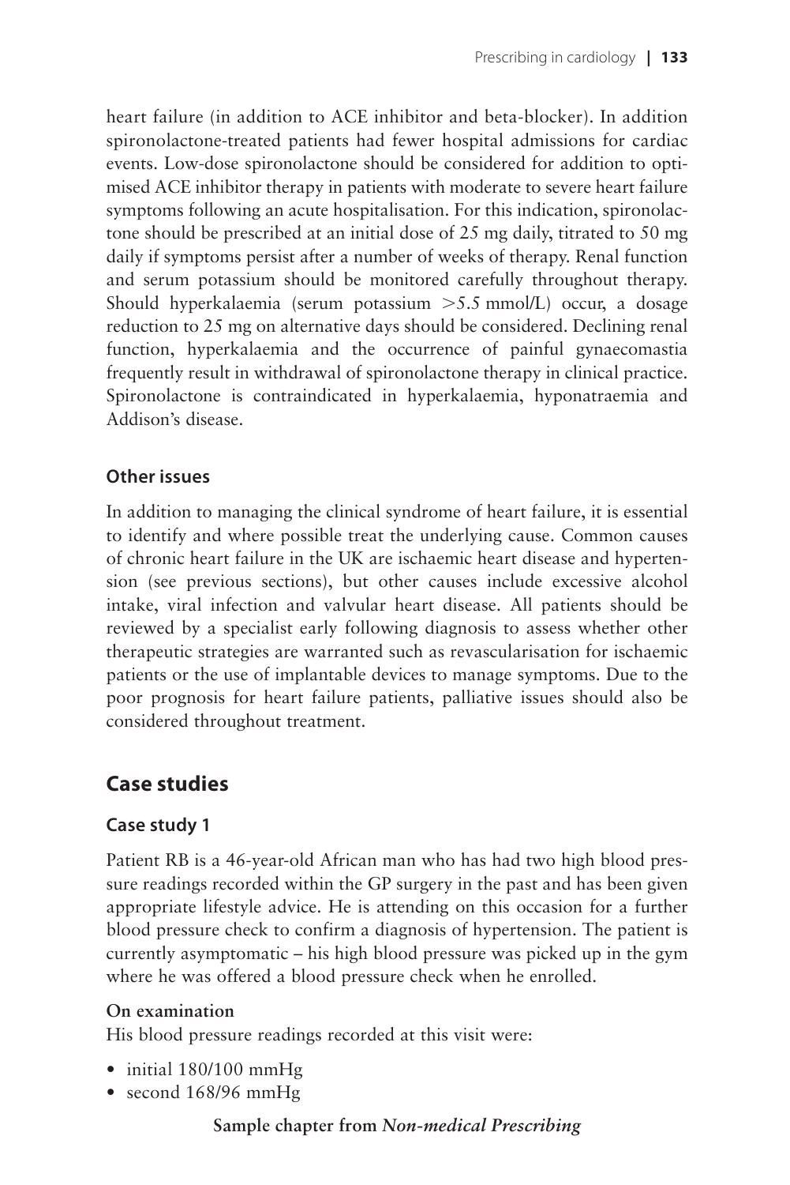heart failure (in addition to ACE inhibitor and beta-blocker). In addition spironolactone-treated patients had fewer hospital admissions for cardiac events. Low-dose spironolactone should be considered for addition to optimised ACE inhibitor therapy in patients with moderate to severe heart failure symptoms following an acute hospitalisation. For this indication, spironolactone should be prescribed at an initial dose of 25 mg daily, titrated to 50 mg daily if symptoms persist after a number of weeks of therapy. Renal function and serum potassium should be monitored carefully throughout therapy. Should hyperkalaemia (serum potassium >5.5 mmol/L) occur, a dosage reduction to 25 mg on alternative days should be considered. Declining renal function, hyperkalaemia and the occurrence of painful gynaecomastia frequently result in withdrawal of spironolactone therapy in clinical practice. Spironolactone is contraindicated in hyperkalaemia, hyponatraemia and Addison's disease.

### Other issues

In addition to managing the clinical syndrome of heart failure, it is essential to identify and where possible treat the underlying cause. Common causes of chronic heart failure in the UK are ischaemic heart disease and hypertension (see previous sections), but other causes include excessive alcohol intake, viral infection and valvular heart disease. All patients should be reviewed by a specialist early following diagnosis to assess whether other therapeutic strategies are warranted such as revascularisation for ischaemic patients or the use of implantable devices to manage symptoms. Due to the poor prognosis for heart failure patients, palliative issues should also be considered throughout treatment.

## Case studies

### Case study 1

Patient RB is a 46-year-old African man who has had two high blood pressure readings recorded within the GP surgery in the past and has been given appropriate lifestyle advice. He is attending on this occasion for a further blood pressure check to confirm a diagnosis of hypertension. The patient is currently asymptomatic – his high blood pressure was picked up in the gym where he was offered a blood pressure check when he enrolled.

**On examination**

His blood pressure readings recorded at this visit were:

- initial 180/100 mmHg
- second 168/96 mmHg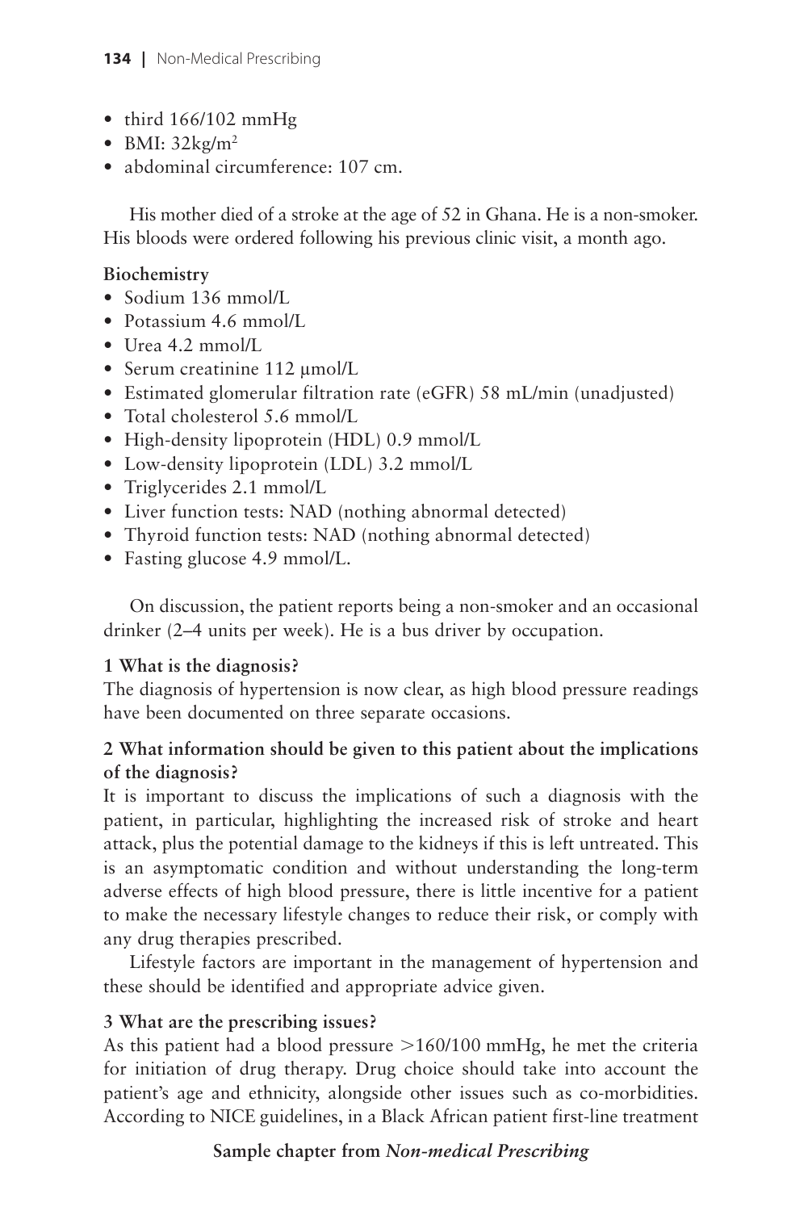- third 166/102 mmHg
- BMI: $32 kg/m^2$
- abdominal circumference: 107 cm.

His mother died of a stroke at the age of 52 in Ghana. He is a non-smoker. His bloods were ordered following his previous clinic visit, a month ago.

**Biochemistry**

- Sodium 136 mmol/L
- Potassium 4.6 mmol/L
- Urea 4.2 mmol/L
- Serum creatinine 112 μmol/L
- Estimated glomerular filtration rate (eGFR) 58 mL/min (unadjusted)
- Total cholesterol 5.6 mmol/L
- High-density lipoprotein (HDL) 0.9 mmol/L
- Low-density lipoprotein (LDL) 3.2 mmol/L
- Triglycerides 2.1 mmol/L
- Liver function tests: NAD (nothing abnormal detected)
- Thyroid function tests: NAD (nothing abnormal detected)
- Fasting glucose 4.9 mmol/L.

On discussion, the patient reports being a non-smoker and an occasional drinker (2–4 units per week). He is a bus driver by occupation.

**1 What is the diagnosis?**

The diagnosis of hypertension is now clear, as high blood pressure readings have been documented on three separate occasions.

**2 What information should be given to this patient about the implications of the diagnosis?**

It is important to discuss the implications of such a diagnosis with the patient, in particular, highlighting the increased risk of stroke and heart attack, plus the potential damage to the kidneys if this is left untreated. This is an asymptomatic condition and without understanding the long-term adverse effects of high blood pressure, there is little incentive for a patient to make the necessary lifestyle changes to reduce their risk, or comply with any drug therapies prescribed.

Lifestyle factors are important in the management of hypertension and these should be identified and appropriate advice given.

**3 What are the prescribing issues?**

As this patient had a blood pressure >160/100 mmHg, he met the criteria for initiation of drug therapy. Drug choice should take into account the patient's age and ethnicity, alongside other issues such as co-morbidities. According to NICE guidelines, in a Black African patient first-line treatment

**Sample chapter from *Non-medical Prescribing***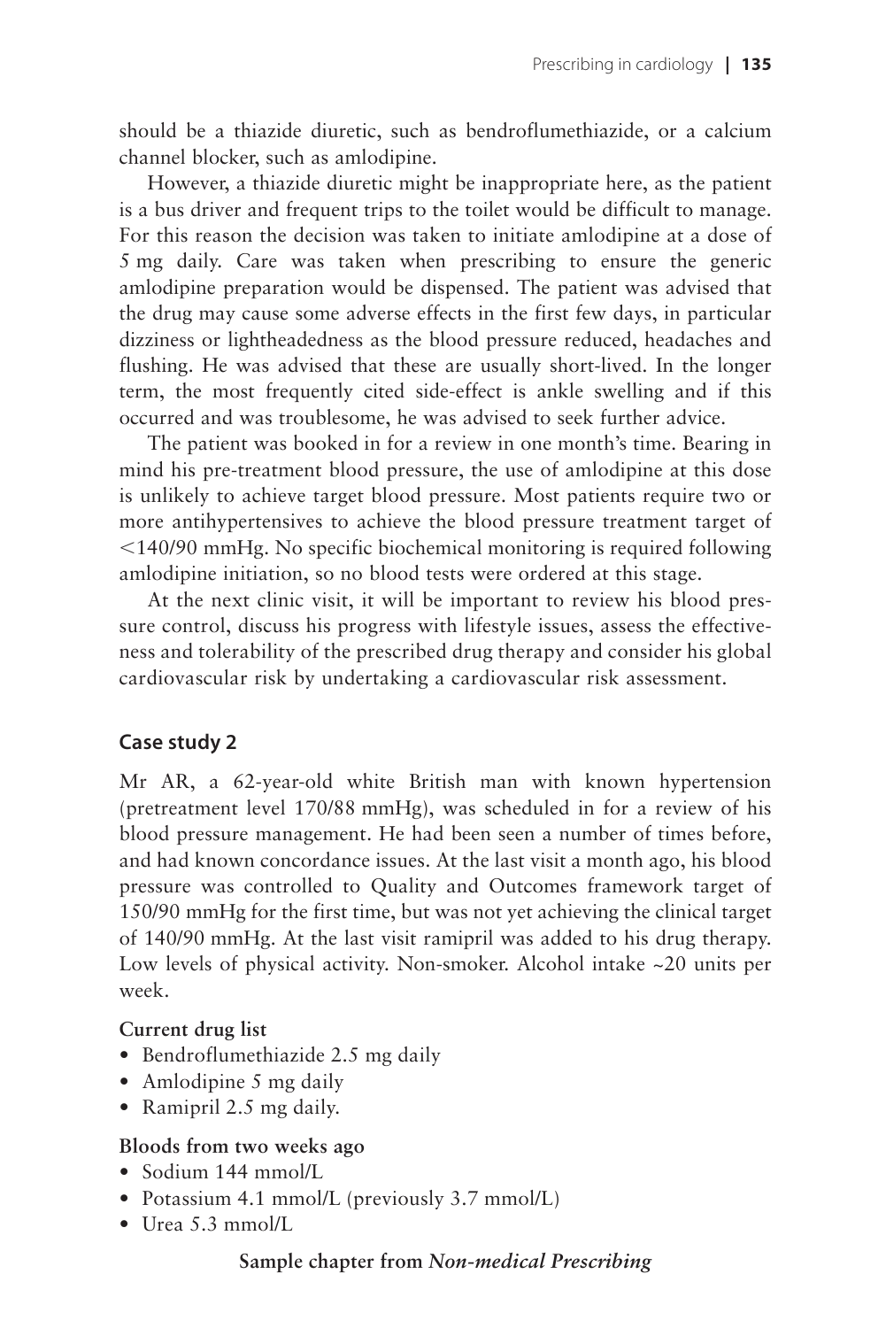should be a thiazide diuretic, such as bendroflumethiazide, or a calcium channel blocker, such as amlodipine.

However, a thiazide diuretic might be inappropriate here, as the patient is a bus driver and frequent trips to the toilet would be difficult to manage. For this reason the decision was taken to initiate amlodipine at a dose of 5 mg daily. Care was taken when prescribing to ensure the generic amlodipine preparation would be dispensed. The patient was advised that the drug may cause some adverse effects in the first few days, in particular dizziness or lightheadedness as the blood pressure reduced, headaches and flushing. He was advised that these are usually short-lived. In the longer term, the most frequently cited side-effect is ankle swelling and if this occurred and was troublesome, he was advised to seek further advice.

The patient was booked in for a review in one month's time. Bearing in mind his pre-treatment blood pressure, the use of amlodipine at this dose is unlikely to achieve target blood pressure. Most patients require two or more antihypertensives to achieve the blood pressure treatment target of <140/90 mmHg. No specific biochemical monitoring is required following amlodipine initiation, so no blood tests were ordered at this stage.

At the next clinic visit, it will be important to review his blood pressure control, discuss his progress with lifestyle issues, assess the effectiveness and tolerability of the prescribed drug therapy and consider his global cardiovascular risk by undertaking a cardiovascular risk assessment.

### Case study 2

Mr AR, a 62-year-old white British man with known hypertension (pretreatment level 170/88 mmHg), was scheduled in for a review of his blood pressure management. He had been seen a number of times before, and had known concordance issues. At the last visit a month ago, his blood pressure was controlled to Quality and Outcomes framework target of 150/90 mmHg for the first time, but was not yet achieving the clinical target of 140/90 mmHg. At the last visit ramipril was added to his drug therapy. Low levels of physical activity. Non-smoker. Alcohol intake ~20 units per week.

**Current drug list**

- Bendroflumethiazide 2.5 mg daily
- Amlodipine 5 mg daily
- Ramipril 2.5 mg daily.

**Bloods from two weeks ago**

- Sodium 144 mmol/L
- Potassium 4.1 mmol/L (previously 3.7 mmol/L)
- Urea 5.3 mmol/L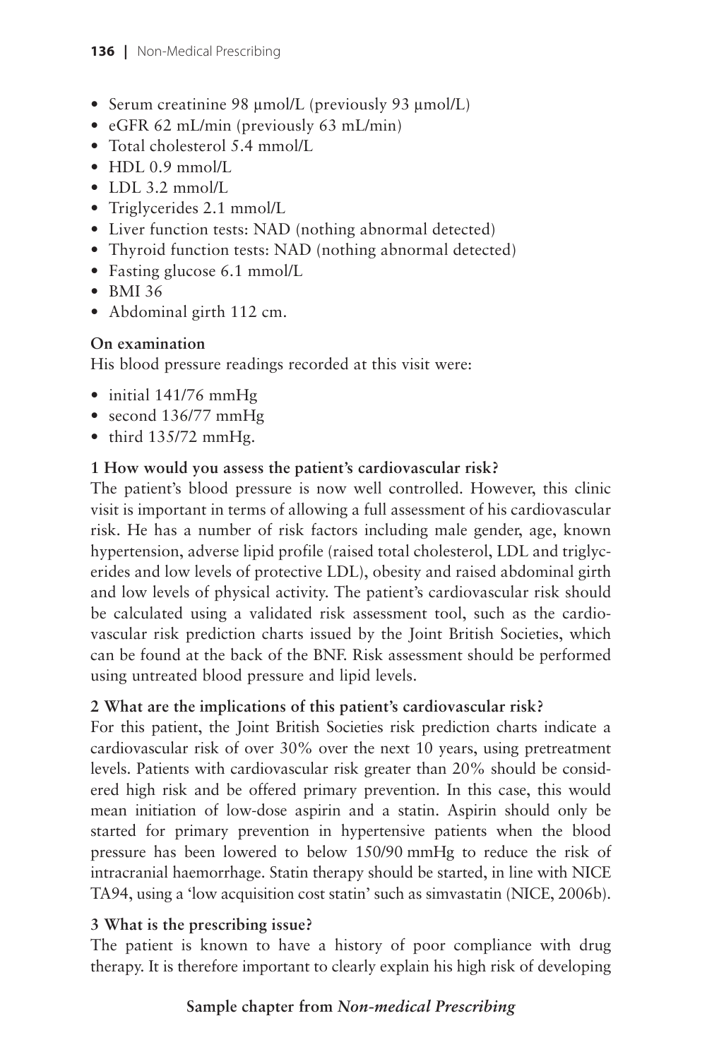- Serum creatinine 98 μmol/L (previously 93 μmol/L)
- eGFR 62 mL/min (previously 63 mL/min)
- Total cholesterol 5.4 mmol/L
- HDL 0.9 mmol/L
- LDL 3.2 mmol/L
- Triglycerides 2.1 mmol/L
- Liver function tests: NAD (nothing abnormal detected)
- Thyroid function tests: NAD (nothing abnormal detected)
- Fasting glucose 6.1 mmol/L
- BMI 36
- Abdominal girth 112 cm.

**On examination**

His blood pressure readings recorded at this visit were:

- initial 141/76 mmHg
- second 136/77 mmHg
- third 135/72 mmHg.

**1 How would you assess the patient's cardiovascular risk?**

The patient's blood pressure is now well controlled. However, this clinic visit is important in terms of allowing a full assessment of his cardiovascular risk. He has a number of risk factors including male gender, age, known hypertension, adverse lipid profile (raised total cholesterol, LDL and triglycerides and low levels of protective LDL), obesity and raised abdominal girth and low levels of physical activity. The patient's cardiovascular risk should be calculated using a validated risk assessment tool, such as the cardiovascular risk prediction charts issued by the Joint British Societies, which can be found at the back of the BNF. Risk assessment should be performed using untreated blood pressure and lipid levels.

**2 What are the implications of this patient's cardiovascular risk?**

For this patient, the Joint British Societies risk prediction charts indicate a cardiovascular risk of over 30% over the next 10 years, using pretreatment levels. Patients with cardiovascular risk greater than 20% should be considered high risk and be offered primary prevention. In this case, this would mean initiation of low-dose aspirin and a statin. Aspirin should only be started for primary prevention in hypertensive patients when the blood pressure has been lowered to below 150/90 mmHg to reduce the risk of intracranial haemorrhage. Statin therapy should be started, in line with NICE TA94, using a 'low acquisition cost statin' such as simvastatin (NICE, 2006b).

**3 What is the prescribing issue?**

The patient is known to have a history of poor compliance with drug therapy. It is therefore important to clearly explain his high risk of developing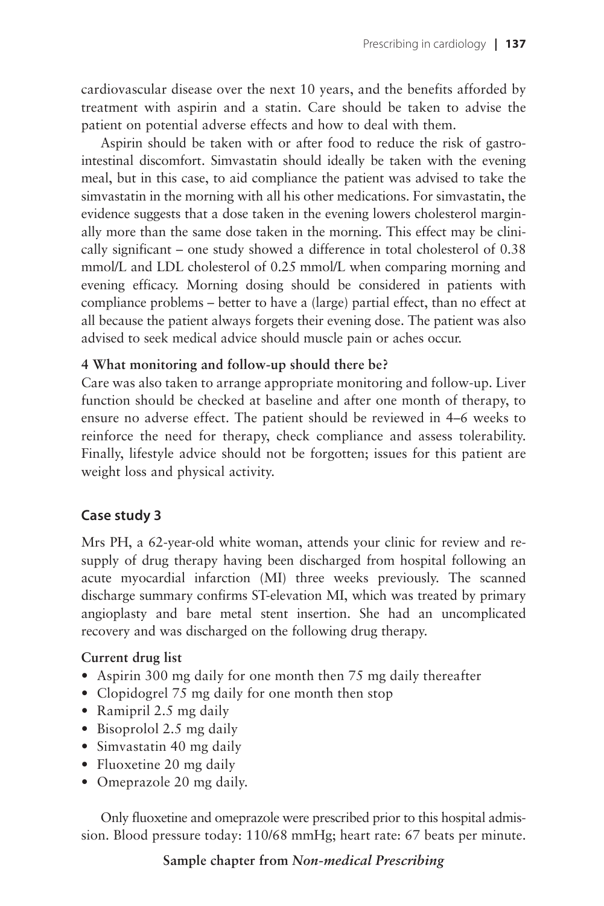cardiovascular disease over the next 10 years, and the benefits afforded by treatment with aspirin and a statin. Care should be taken to advise the patient on potential adverse effects and how to deal with them.

Aspirin should be taken with or after food to reduce the risk of gastrointestinal discomfort. Simvastatin should ideally be taken with the evening meal, but in this case, to aid compliance the patient was advised to take the simvastatin in the morning with all his other medications. For simvastatin, the evidence suggests that a dose taken in the evening lowers cholesterol marginally more than the same dose taken in the morning. This effect may be clinically significant – one study showed a difference in total cholesterol of 0.38 mmol/L and LDL cholesterol of 0.25 mmol/L when comparing morning and evening efficacy. Morning dosing should be considered in patients with compliance problems – better to have a (large) partial effect, than no effect at all because the patient always forgets their evening dose. The patient was also advised to seek medical advice should muscle pain or aches occur.

**4 What monitoring and follow-up should there be?**

Care was also taken to arrange appropriate monitoring and follow-up. Liver function should be checked at baseline and after one month of therapy, to ensure no adverse effect. The patient should be reviewed in 4–6 weeks to reinforce the need for therapy, check compliance and assess tolerability. Finally, lifestyle advice should not be forgotten; issues for this patient are weight loss and physical activity.

## Case study 3

Mrs PH, a 62-year-old white woman, attends your clinic for review and resupply of drug therapy having been discharged from hospital following an acute myocardial infarction (MI) three weeks previously. The scanned discharge summary confirms ST-elevation MI, which was treated by primary angioplasty and bare metal stent insertion. She had an uncomplicated recovery and was discharged on the following drug therapy.

**Current drug list**

- Aspirin 300 mg daily for one month then 75 mg daily thereafter
- Clopidogrel 75 mg daily for one month then stop
- Ramipril 2.5 mg daily
- Bisoprolol 2.5 mg daily
- Simvastatin 40 mg daily
- Fluoxetine 20 mg daily
- Omeprazole 20 mg daily.

Only fluoxetine and omeprazole were prescribed prior to this hospital admission. Blood pressure today: 110/68 mmHg; heart rate: 67 beats per minute.

**Sample chapter from *Non-medical Prescribing***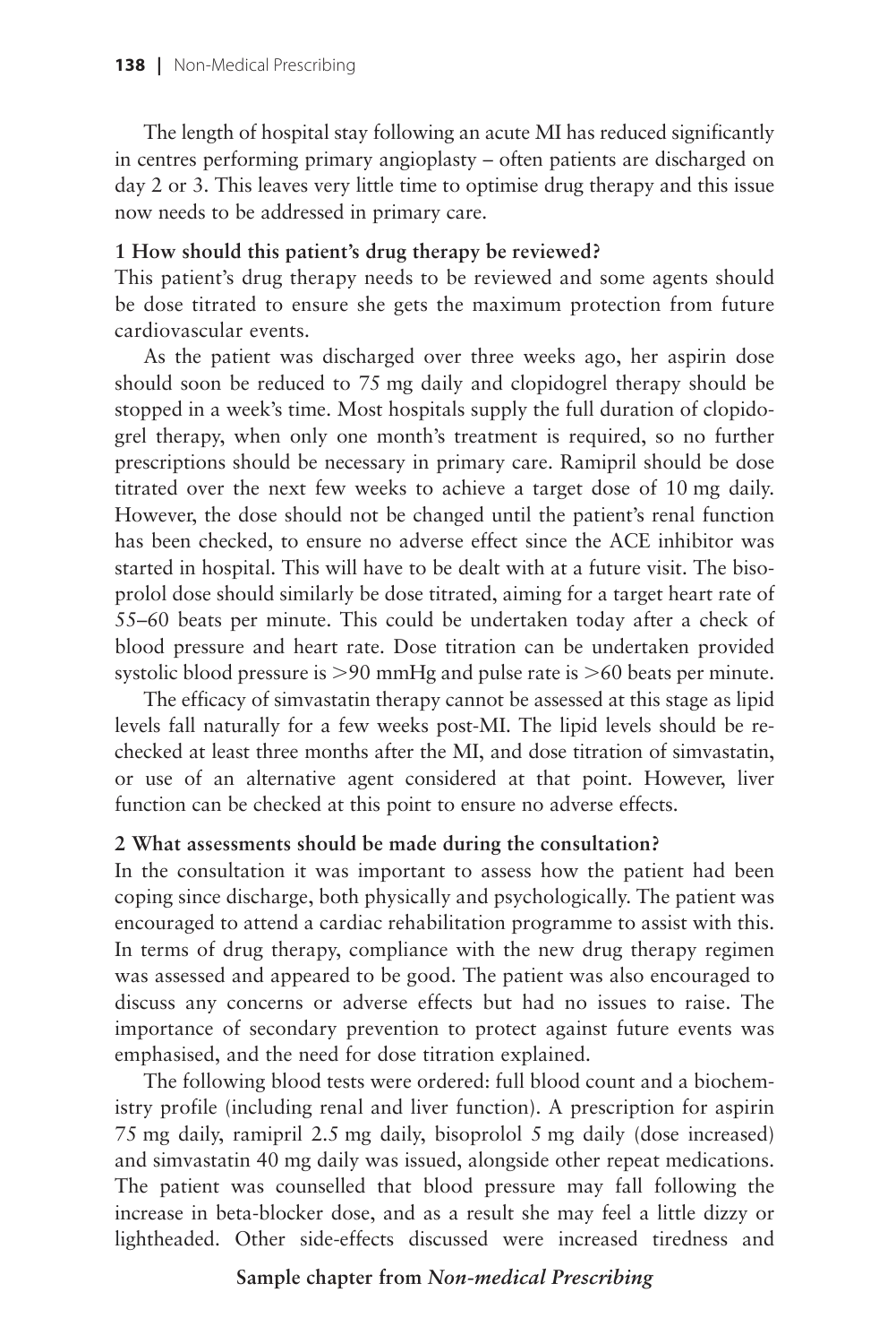The length of hospital stay following an acute MI has reduced significantly in centres performing primary angioplasty – often patients are discharged on day 2 or 3. This leaves very little time to optimise drug therapy and this issue now needs to be addressed in primary care.

**1 How should this patient's drug therapy be reviewed?**

This patient's drug therapy needs to be reviewed and some agents should be dose titrated to ensure she gets the maximum protection from future cardiovascular events.

As the patient was discharged over three weeks ago, her aspirin dose should soon be reduced to 75 mg daily and clopidogrel therapy should be stopped in a week's time. Most hospitals supply the full duration of clopidogrel therapy, when only one month's treatment is required, so no further prescriptions should be necessary in primary care. Ramipril should be dose titrated over the next few weeks to achieve a target dose of 10 mg daily. However, the dose should not be changed until the patient's renal function has been checked, to ensure no adverse effect since the ACE inhibitor was started in hospital. This will have to be dealt with at a future visit. The bisoprolol dose should similarly be dose titrated, aiming for a target heart rate of 55–60 beats per minute. This could be undertaken today after a check of blood pressure and heart rate. Dose titration can be undertaken provided systolic blood pressure is >90 mmHg and pulse rate is >60 beats per minute.

The efficacy of simvastatin therapy cannot be assessed at this stage as lipid levels fall naturally for a few weeks post-MI. The lipid levels should be re-checked at least three months after the MI, and dose titration of simvastatin, or use of an alternative agent considered at that point. However, liver function can be checked at this point to ensure no adverse effects.

**2 What assessments should be made during the consultation?**

In the consultation it was important to assess how the patient had been coping since discharge, both physically and psychologically. The patient was encouraged to attend a cardiac rehabilitation programme to assist with this. In terms of drug therapy, compliance with the new drug therapy regimen was assessed and appeared to be good. The patient was also encouraged to discuss any concerns or adverse effects but had no issues to raise. The importance of secondary prevention to protect against future events was emphasised, and the need for dose titration explained.

The following blood tests were ordered: full blood count and a biochemistry profile (including renal and liver function). A prescription for aspirin 75 daily, ramipril 2.5 mg daily, bisoprolol 5 mg daily (dose increased) and simvastatin 40 mg daily was issued, alongside other repeat medications. The patient was counselled that blood pressure may fall following the increase in beta-blocker dose, and as a result she may feel a little dizzy or lightheaded. Other side-effects discussed were increased tiredness and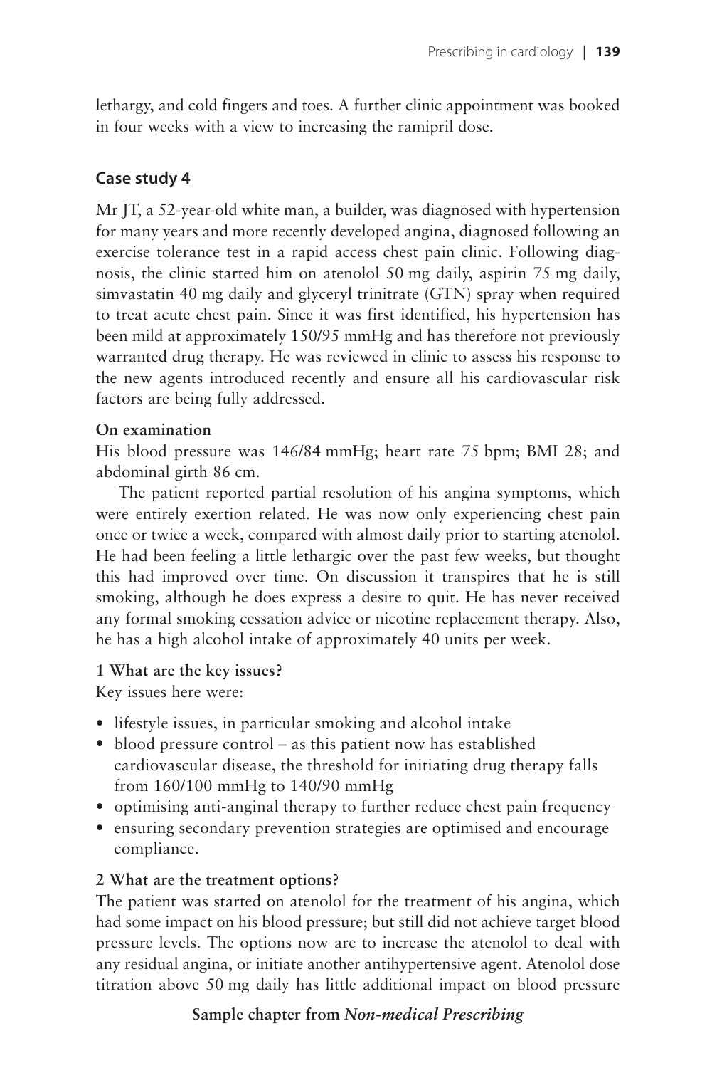lethargy, and cold fingers and toes. A further clinic appointment was booked in four weeks with a view to increasing the ramipril dose.

### Case study 4

Mr JT, a 52-year-old white man, a builder, was diagnosed with hypertension for many years and more recently developed angina, diagnosed following an exercise tolerance test in a rapid access chest pain clinic. Following diagnosis, the clinic started him on atenolol 50 mg daily, aspirin 75 mg daily, simvastatin 40 mg daily and glyceryl trinitrate (GTN) spray when required to treat acute chest pain. Since it was first identified, his hypertension has been mild at approximately 150/95 mmHg and has therefore not previously warranted drug therapy. He was reviewed in clinic to assess his response to the new agents introduced recently and ensure all his cardiovascular risk factors are being fully addressed.

**On examination**

His blood pressure was 146/84 mmHg; heart rate 75 bpm; BMI 28; and abdominal girth 86 cm.

The patient reported partial resolution of his angina symptoms, which were entirely exertion related. He was now only experiencing chest pain once or twice a week, compared with almost daily prior to starting atenolol. He had been feeling a little lethargic over the past few weeks, but thought this had improved over time. On discussion it transpires that he is still smoking, although he does express a desire to quit. He has never received any formal smoking cessation advice or nicotine replacement therapy. Also, he has a high alcohol intake of approximately 40 units per week.

**1 What are the key issues?**

Key issues here were:

- lifestyle issues, in particular smoking and alcohol intake
- blood pressure control – as this patient now has established cardiovascular disease, the threshold for initiating drug therapy falls from 160/100 mmHg to 140/90 mmHg
- optimising anti-anginal therapy to further reduce chest pain frequency
- ensuring secondary prevention strategies are optimised and encourage compliance.

**2 What are the treatment options?**

The patient was started on atenolol for the treatment of his angina, which had some impact on his blood pressure; but still did not achieve target blood pressure levels. The options now are to increase the atenolol to deal with any residual angina, or initiate another antihypertensive agent. Atenolol dose titration above 50 mg daily has little additional impact on blood pressure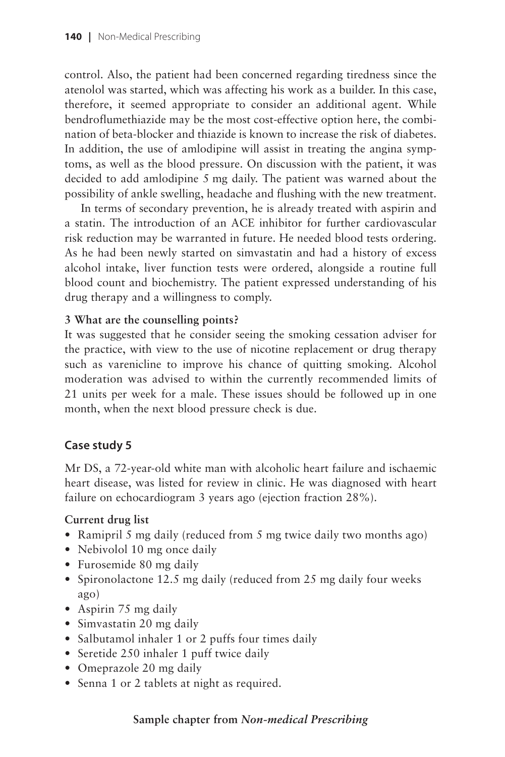control. Also, the patient had been concerned regarding tiredness since the atenolol was started, which was affecting his work as a builder. In this case, therefore, it seemed appropriate to consider an additional agent. While bendroflumethiazide may be the most cost-effective option here, the combination of beta-blocker and thiazide is known to increase the risk of diabetes. In addition, the use of amlodipine will assist in treating the angina symptoms, as well as the blood pressure. On discussion with the patient, it was decided to add amlodipine 5 mg daily. The patient was warned about the possibility of ankle swelling, headache and flushing with the new treatment.

In terms of secondary prevention, he is already treated with aspirin and a statin. The introduction of an ACE inhibitor for further cardiovascular risk reduction may be warranted in future. He needed blood tests ordering. As he had been newly started on simvastatin and had a history of excess alcohol intake, liver function tests were ordered, alongside a routine full blood count and biochemistry. The patient expressed understanding of his drug therapy and a willingness to comply.

**3 What are the counselling points?**

It was suggested that he consider seeing the smoking cessation adviser for the practice, with view to the use of nicotine replacement or drug therapy such as varenicline to improve his chance of quitting smoking. Alcohol moderation was advised to within the currently recommended limits of 21 units per week for a male. These issues should be followed up in one month, when the next blood pressure check is due.

## Case study 5

Mr DS, a 72-year-old white man with alcoholic heart failure and ischaemic heart disease, was listed for review in clinic. He was diagnosed with heart failure on echocardiogram 3 years ago (ejection fraction 28%).

**Current drug list**

- Ramipril 5 mg daily (reduced from 5 mg twice daily two months ago)
- Nebivolol 10 mg once daily
- Furosemide 80 mg daily
- Spironolactone 12.5 mg daily (reduced from 25 mg daily four weeks ago)
- Aspirin 75 mg daily
- Simvastatin 20 mg daily
- Salbutamol inhaler 1 or 2 puffs four times daily
- Seretide 250 inhaler 1 puff twice daily
- Omeprazole 20 mg daily
- Senna 1 or 2 tablets at night as required.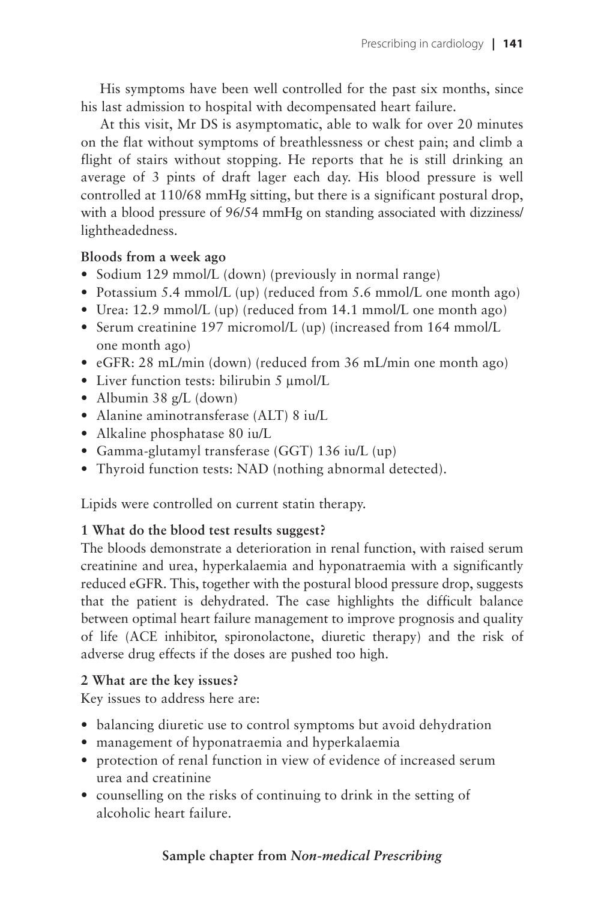His symptoms have been well controlled for the past six months, since his last admission to hospital with decompensated heart failure.

At this visit, Mr DS is asymptomatic, able to walk for over 20 minutes on the flat without symptoms of breathlessness or chest pain; and climb a flight of stairs without stopping. He reports that he is still drinking an average of 3 pints of draft lager each day. His blood pressure is well controlled at 110/68 mmHg sitting, but there is a significant postural drop, with a blood pressure of 96/54 mmHg on standing associated with dizziness/lightheadedness.

**Bloods from a week ago**

- Sodium 129 mmol/L (down) (previously in normal range)
- Potassium 5.4 mmol/L (up) (reduced from 5.6 mmol/L one month ago)
- Urea: 12.9 mmol/L (up) (reduced from 14.1 mmol/L one month ago)
- Serum creatinine 197 micromol/L (up) (increased from 164 mmol/L one month ago)
- eGFR: 28 mL/min (down) (reduced from 36 mL/min one month ago)
- Liver function tests: bilirubin 5 μmol/L
- Albumin 38 g/L (down)
- Alanine aminotransferase (ALT) 8 iu/L
- Alkaline phosphatase 80 iu/L
- Gamma-glutamyl transferase (GGT) 136 iu/L (up)
- Thyroid function tests: NAD (nothing abnormal detected).

Lipids were controlled on current statin therapy.

**1 What do the blood test results suggest?**

The bloods demonstrate a deterioration in renal function, with raised serum creatinine and urea, hyperkalaemia and hyponatraemia with a significantly reduced eGFR. This, together with the postural blood pressure drop, suggests that the patient is dehydrated. The case highlights the difficult balance between optimal heart failure management to improve prognosis and quality of life (ACE inhibitor, spironolactone, diuretic therapy) and the risk of adverse drug effects if the doses are pushed too high.

**2 What are the key issues?**

Key issues to address here are:

- balancing diuretic use to control symptoms but avoid dehydration
- management of hyponatraemia and hyperkalaemia
- protection of renal function in view of evidence of increased serum urea and creatinine
- counselling on the risks of continuing to drink in the setting of alcoholic heart failure.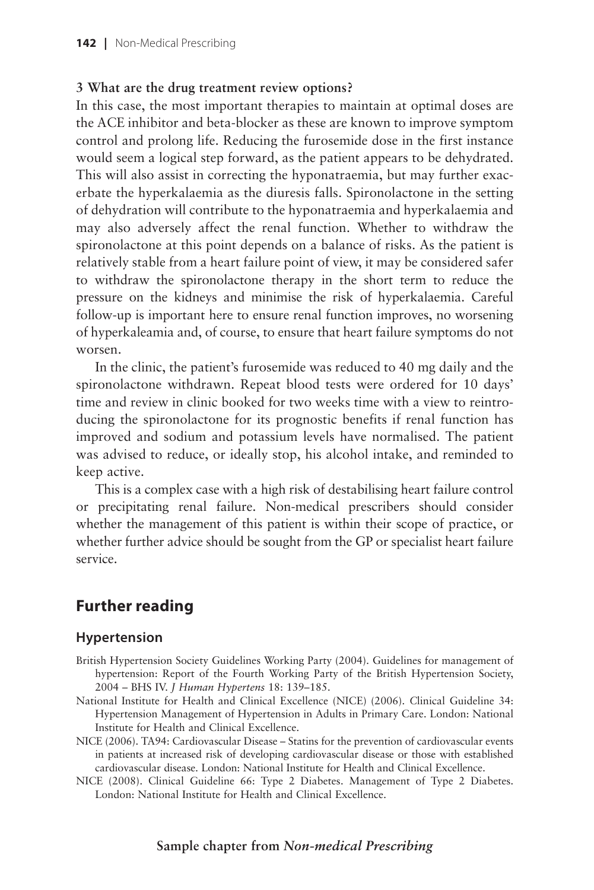**3 What are the drug treatment review options?**

In this case, the most important therapies to maintain at optimal doses are the ACE inhibitor and beta-blocker as these are known to improve symptom control and prolong life. Reducing the furosemide dose in the first instance would seem a logical step forward, as the patient appears to be dehydrated. This will also assist in correcting the hyponatraemia, but may further exacerbate the hyperkalaemia as the diuresis falls. Spironolactone in the setting of dehydration will contribute to the hyponatraemia and hyperkalaemia and may also adversely affect the renal function. Whether to withdraw the spironolactone at this point depends on a balance of risks. As the patient is relatively stable from a heart failure point of view, it may be considered safer to withdraw the spironolactone therapy in the short term to reduce the pressure on the kidneys and minimise the risk of hyperkalaemia. Careful follow-up is important here to ensure renal function improves, no worsening of hyperkaleamia and, of course, to ensure that heart failure symptoms do not worsen.

In the clinic, the patient's furosemide was reduced to 40 mg daily and the spironolactone withdrawn. Repeat blood tests were ordered for 10 days' time and review in clinic booked for two weeks time with a view to reintroducing the spironolactone for its prognostic benefits if renal function has improved and sodium and potassium levels have normalised. The patient was advised to reduce, or ideally stop, his alcohol intake, and reminded to keep active.

This is a complex case with a high risk of destabilising heart failure control or precipitating renal failure. Non-medical prescribers should consider whether the management of this patient is within their scope of practice, or whether further advice should be sought from the GP or specialist heart failure service.

## Further reading

### Hypertension

British Hypertension Society Guidelines Working Party (2004). Guidelines for management of hypertension: Report of the Fourth Working Party of the British Hypertension Society, 2004 – BHS IV. *J Human Hypertens* 18: 139–185.

National Institute for Health and Clinical Excellence (NICE) (2006). Clinical Guideline 34: Hypertension Management of Hypertension in Adults in Primary Care. London: National Institute for Health and Clinical Excellence.

NICE (2006). TA94: Cardiovascular Disease – Statins for the prevention of cardiovascular events in patients at increased risk of developing cardiovascular disease or those with established cardiovascular disease. London: National Institute for Health and Clinical Excellence.

NICE (2008). Clinical Guideline 66: Type 2 Diabetes. Management of Type 2 Diabetes. London: National Institute for Health and Clinical Excellence.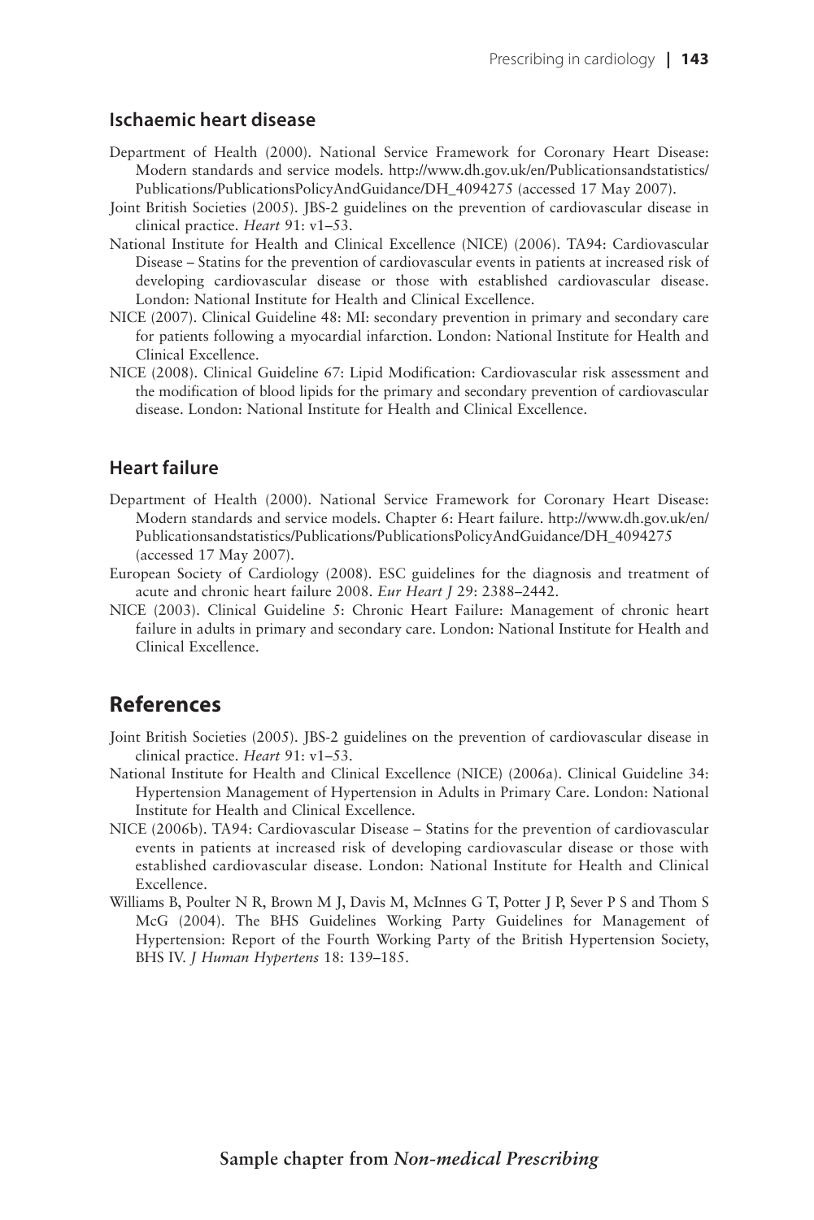### Ischaemic heart disease

Department of Health (2000). National Service Framework for Coronary Heart Disease: Modern standards and service models. http://www.dh.gov.uk/en/Publicationsandstatistics/Publications/PublicationsPolicyAndGuidance/DH_4094275 (accessed 17 May 2007).

Joint British Societies (2005). JBS-2 guidelines on the prevention of cardiovascular disease in clinical practice. *Heart* 91: v1–53.

National Institute for Health and Clinical Excellence (NICE) (2006). TA94: Cardiovascular Disease – Statins for the prevention of cardiovascular events in patients at increased risk of developing cardiovascular disease or those with established cardiovascular disease. London: National Institute for Health and Clinical Excellence.

NICE (2007). Clinical Guideline 48: MI: secondary prevention in primary and secondary care for patients following a myocardial infarction. London: National Institute for Health and Clinical Excellence.

NICE (2008). Clinical Guideline 67: Lipid Modification: Cardiovascular risk assessment and the modification of blood lipids for the primary and secondary prevention of cardiovascular disease. London: National Institute for Health and Clinical Excellence.

### Heart failure

Department of Health (2000). National Service Framework for Coronary Heart Disease: Modern standards and service models. Chapter 6: Heart failure. http://www.dh.gov.uk/en/Publicationsandstatistics/Publications/PublicationsPolicyAndGuidance/DH_4094275 (accessed 17 May 2007).

European Society of Cardiology (2008). ESC guidelines for the diagnosis and treatment of acute and chronic heart failure 2008. *Eur Heart J* 29: 2388–2442.

NICE (2003). Clinical Guideline 5: Chronic Heart Failure: Management of chronic heart failure in adults in primary and secondary care. London: National Institute for Health and Clinical Excellence.

## References

Joint British Societies (2005). JBS-2 guidelines on the prevention of cardiovascular disease in clinical practice. *Heart* 91: v1–53.

National Institute for Health and Clinical Excellence (NICE) (2006a). Clinical Guideline 34: Hypertension Management of Hypertension in Adults in Primary Care. London: National Institute for Health and Clinical Excellence.

NICE (2006b). TA94: Cardiovascular Disease – Statins for the prevention of cardiovascular events in patients at increased risk of developing cardiovascular disease or those with established cardiovascular disease. London: National Institute for Health and Clinical Excellence.

Williams B, Poulter N R, Brown M J, Davis M, McInnes G T, Potter J P, Sever P S and Thom S McG (2004). The BHS Guidelines Working Party Guidelines for Management of Hypertension: Report of the Fourth Working Party of the British Hypertension Society, BHS IV. *J Human Hypertens* 18: 139–185.